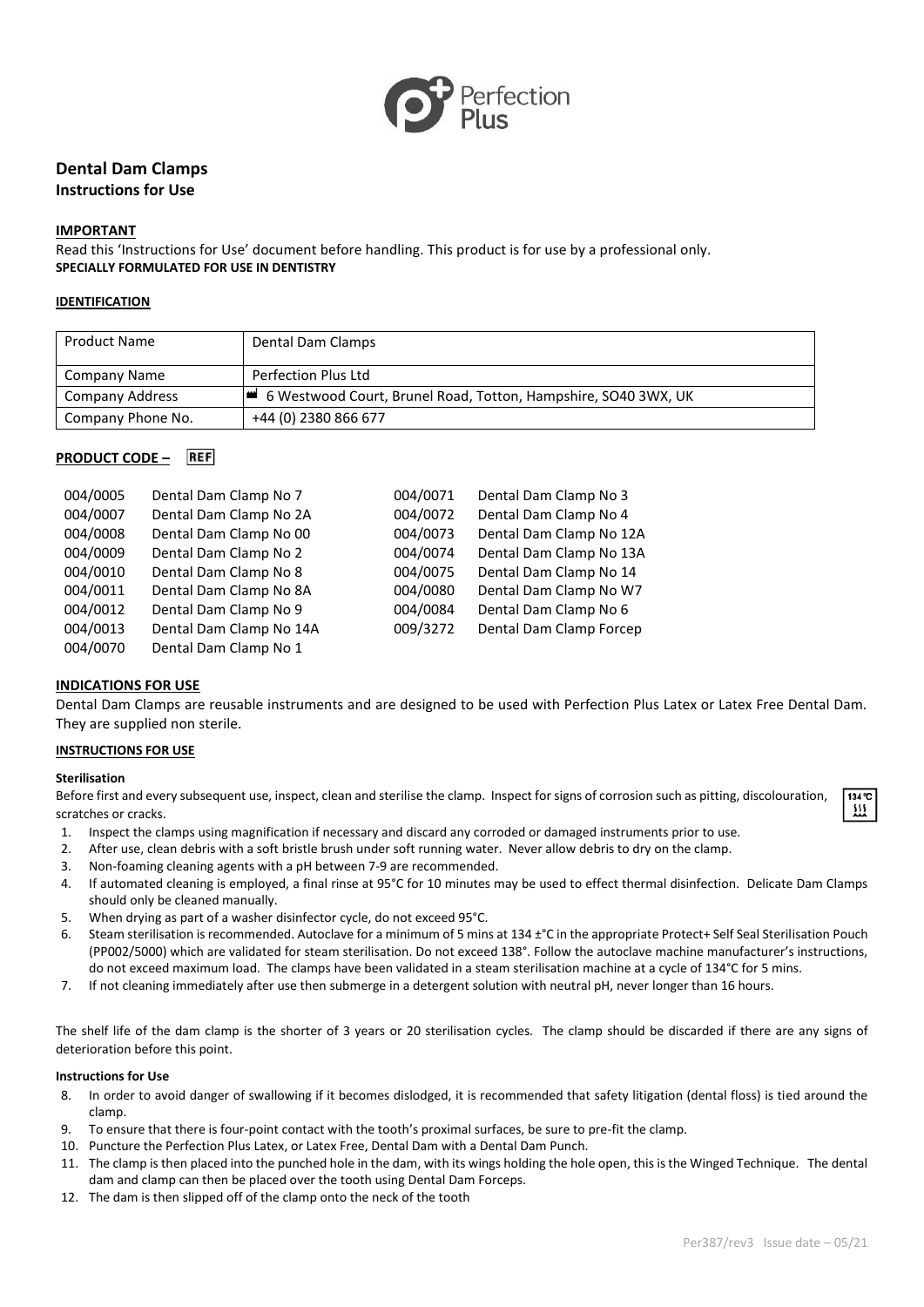# Dental Dam Clamps

**Instructions for Use**

## IMPORTANT

Read this 'Instructions for Use' document before handling. This product is for use by a professional only.

**SPECIALLY FORMULATED FOR USE IN DENTISTRY**

## IDENTIFICATION

| Product Name | Dental Dam Clamps |
|---|---|
| Company Name | Perfection Plus Ltd |
| Company Address | 6 Westwood Court, Brunel Road, Totton, Hampshire, SO40 3WX, UK |
| Company Phone No. | +44 (0) 2380 866 677 |

## PRODUCT CODE – REF

| | | | |
|---|---|---|---|
| 004/0005 | Dental Dam Clamp No 7 | 004/0071 | Dental Dam Clamp No 3 |
| 004/0007 | Dental Dam Clamp No 2A | 004/0072 | Dental Dam Clamp No 4 |
| 004/0008 | Dental Dam Clamp No 00 | 004/0073 | Dental Dam Clamp No 12A |
| 004/0009 | Dental Dam Clamp No 2 | 004/0074 | Dental Dam Clamp No 13A |
| 004/0010 | Dental Dam Clamp No 8 | 004/0075 | Dental Dam Clamp No 14 |
| 004/0011 | Dental Dam Clamp No 8A | 004/0080 | Dental Dam Clamp No W7 |
| 004/0012 | Dental Dam Clamp No 9 | 004/0084 | Dental Dam Clamp No 6 |
| 004/0013 | Dental Dam Clamp No 14A | 009/3272 | Dental Dam Clamp Forcep |
| 004/0070 | Dental Dam Clamp No 1 | | |

## INDICATIONS FOR USE

Dental Dam Clamps are reusable instruments and are designed to be used with Perfection Plus Latex or Latex Free Dental Dam. They are supplied non sterile.

## INSTRUCTIONS FOR USE

### Sterilisation

Before first and every subsequent use, inspect, clean and sterilise the clamp. Inspect for signs of corrosion such as pitting, discolouration, scratches or cracks.

1. Inspect the clamps using magnification if necessary and discard any corroded or damaged instruments prior to use.
2. After use, clean debris with a soft bristle brush under soft running water. Never allow debris to dry on the clamp.
3. Non-foaming cleaning agents with a pH between 7-9 are recommended.
4. If automated cleaning is employed, a final rinse at 95°C for 10 minutes may be used to effect thermal disinfection. Delicate Dam Clamps should only be cleaned manually.
5. When drying as part of a washer disinfector cycle, do not exceed 95°C.
6. Steam sterilisation is recommended. Autoclave for a minimum of 5 mins at 134 ±°C in the appropriate Protect+ Self Seal Sterilisation Pouch (PP002/5000) which are validated for steam sterilisation. Do not exceed 138°. Follow the autoclave machine manufacturer's instructions, do not exceed maximum load. The clamps have been validated in a steam sterilisation machine at a cycle of 134°C for 5 mins.
7. If not cleaning immediately after use then submerge in a detergent solution with neutral pH, never longer than 16 hours.

The shelf life of the dam clamp is the shorter of 3 years or 20 sterilisation cycles. The clamp should be discarded if there are any signs of deterioration before this point.

### Instructions for Use

8. In order to avoid danger of swallowing if it becomes dislodged, it is recommended that safety litigation (dental floss) is tied around the clamp.
9. To ensure that there is four-point contact with the tooth's proximal surfaces, be sure to pre-fit the clamp.
10. Puncture the Perfection Plus Latex, or Latex Free, Dental Dam with a Dental Dam Punch.
11. The clamp is then placed into the punched hole in the dam, with its wings holding the hole open, this is the Winged Technique. The dental dam and clamp can then be placed over the tooth using Dental Dam Forceps.
12. The dam is then slipped off of the clamp onto the neck of the tooth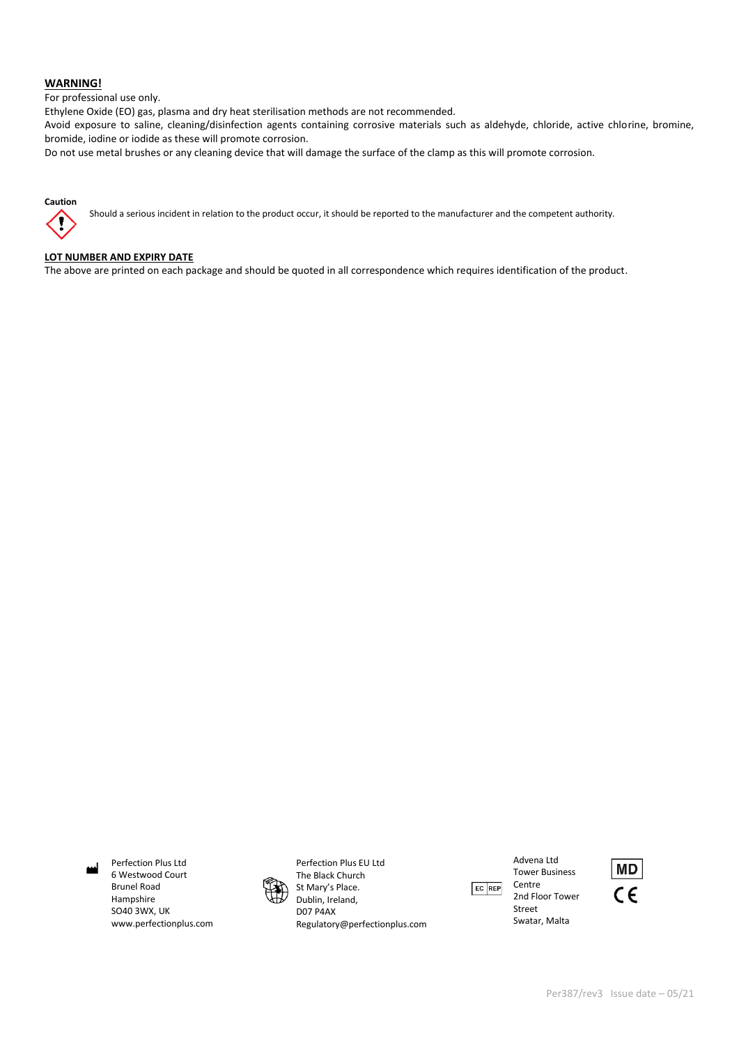**WARNING!**

For professional use only.

Ethylene Oxide (EO) gas, plasma and dry heat sterilisation methods are not recommended.

Avoid exposure to saline, cleaning/disinfection agents containing corrosive materials such as aldehyde, chloride, active chlorine, bromine, bromide, iodine or iodide as these will promote corrosion.

Do not use metal brushes or any cleaning device that will damage the surface of the clamp as this will promote corrosion.

**Caution**

Should a serious incident in relation to the product occur, it should be reported to the manufacturer and the competent authority.

**LOT NUMBER AND EXPIRY DATE**

The above are printed on each package and should be quoted in all correspondence which requires identification of the product.

Perfection Plus Ltd
6 Westwood Court
Brunel Road
Hampshire
SO40 3WX, UK
www.perfectionplus.com

Perfection Plus EU Ltd
The Black Church
St Mary's Place.
Dublin, Ireland,
D07 P4AX
Regulatory@perfectionplus.com

EC REP

Advena Ltd
Tower Business Centre
2nd Floor Tower Street
Swatar, Malta

MD

CE

Per387/rev3 Issue date – 05/21